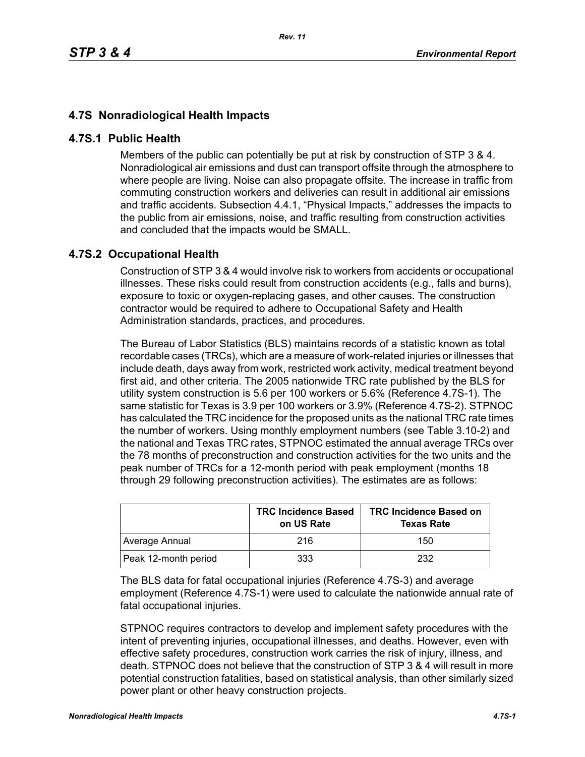## 4.7S Nonradiological Health Impacts

### 4.7S.1 Public Health

Members of the public can potentially be put at risk by construction of STP 3 & 4. Nonradiological air emissions and dust can transport offsite through the atmosphere to where people are living. Noise can also propagate offsite. The increase in traffic from commuting construction workers and deliveries can result in additional air emissions and traffic accidents. Subsection 4.4.1, "Physical Impacts," addresses the impacts to the public from air emissions, noise, and traffic resulting from construction activities and concluded that the impacts would be SMALL.

### 4.7S.2 Occupational Health

Construction of STP 3 & 4 would involve risk to workers from accidents or occupational illnesses. These risks could result from construction accidents (e.g., falls and burns), exposure to toxic or oxygen-replacing gases, and other causes. The construction contractor would be required to adhere to Occupational Safety and Health Administration standards, practices, and procedures.

The Bureau of Labor Statistics (BLS) maintains records of a statistic known as total recordable cases (TRCs), which are a measure of work-related injuries or illnesses that include death, days away from work, restricted work activity, medical treatment beyond first aid, and other criteria. The 2005 nationwide TRC rate published by the BLS for utility system construction is 5.6 per 100 workers or 5.6% (Reference 4.7S-1). The same statistic for Texas is 3.9 per 100 workers or 3.9% (Reference 4.7S-2). STPNOC has calculated the TRC incidence for the proposed units as the national TRC rate times the number of workers. Using monthly employment numbers (see Table 3.10-2) and the national and Texas TRC rates, STPNOC estimated the annual average TRCs over the 78 months of preconstruction and construction activities for the two units and the peak number of TRCs for a 12-month period with peak employment (months 18 through 29 following preconstruction activities). The estimates are as follows:

| | TRC Incidence Based on US Rate | TRC Incidence Based on Texas Rate |
|---|---|---|
| Average Annual | 216 | 150 |
| Peak 12-month period | 333 | 232 |

The BLS data for fatal occupational injuries (Reference 4.7S-3) and average employment (Reference 4.7S-1) were used to calculate the nationwide annual rate of fatal occupational injuries.

STPNOC requires contractors to develop and implement safety procedures with the intent of preventing injuries, occupational illnesses, and deaths. However, even with effective safety procedures, construction work carries the risk of injury, illness, and death. STPNOC does not believe that the construction of STP 3 & 4 will result in more potential construction fatalities, based on statistical analysis, than other similarly sized power plant or other heavy construction projects.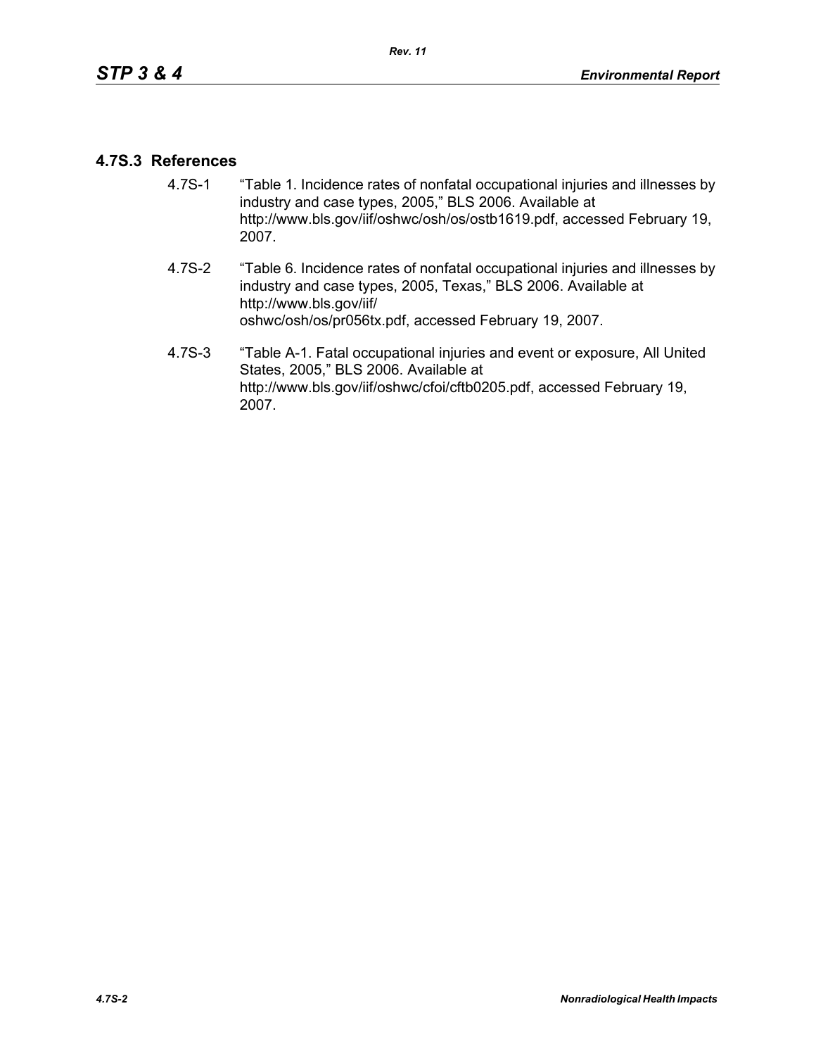## 4.7S.3 References

4.7S-1 "Table 1. Incidence rates of nonfatal occupational injuries and illnesses by industry and case types, 2005," BLS 2006. Available at http://www.bls.gov/iif/oshwc/osh/os/ostb1619.pdf, accessed February 19, 2007.

4.7S-2 "Table 6. Incidence rates of nonfatal occupational injuries and illnesses by industry and case types, 2005, Texas," BLS 2006. Available at http://www.bls.gov/iif/oshwc/osh/os/pr056tx.pdf, accessed February 19, 2007.

4.7S-3 "Table A-1. Fatal occupational injuries and event or exposure, All United States, 2005," BLS 2006. Available at http://www.bls.gov/iif/oshwc/cfoi/cftb0205.pdf, accessed February 19, 2007.